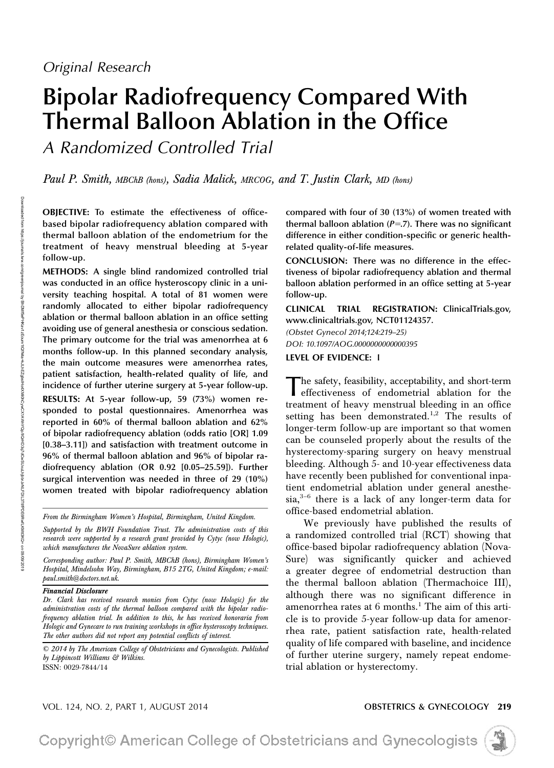*Original Research*

# Bipolar Radiofrequency Compared With Thermal Balloon Ablation in the Office

## *A Randomized Controlled Trial*

*Paul P. Smith, MBChB (hons), Sadia Malick, MRCOG, and T. Justin Clark, MD (hons)*

**OBJECTIVE:** To estimate the effectiveness of office-based bipolar radiofrequency ablation compared with thermal balloon ablation of the endometrium for the treatment of heavy menstrual bleeding at 5-year follow-up.

**METHODS:** A single blind randomized controlled trial was conducted in an office hysteroscopy clinic in a university teaching hospital. A total of 81 women were randomly allocated to either bipolar radiofrequency ablation or thermal balloon ablation in an office setting avoiding use of general anesthesia or conscious sedation. The primary outcome for the trial was amenorrhea at 6 months follow-up. In this planned secondary analysis, the main outcome measures were amenorrhea rates, patient satisfaction, health-related quality of life, and incidence of further uterine surgery at 5-year follow-up.

**RESULTS:** At 5-year follow-up, 59 (73%) women responded to postal questionnaires. Amenorrhea was reported in 60% of thermal balloon ablation and 62% of bipolar radiofrequency ablation (odds ratio [OR] 1.09 [0.38–3.11]) and satisfaction with treatment outcome in 96% of thermal balloon ablation and 96% of bipolar radiofrequency ablation (OR 0.92 [0.05–25.59]). Further surgical intervention was needed in three of 29 (10%) women treated with bipolar radiofrequency ablation compared with four of 30 (13%) of women treated with thermal balloon ablation ($P$=.7). There was no significant difference in either condition-specific or generic health-related quality-of-life measures.

**CONCLUSION:** There was no difference in the effectiveness of bipolar radiofrequency ablation and thermal balloon ablation performed in an office setting at 5-year follow-up.

**CLINICAL TRIAL REGISTRATION:** ClinicalTrials.gov, www.clinicaltrials.gov, NCT01124357.

*(Obstet Gynecol 2014;124:219–25)*

*DOI: 10.1097/AOG.0000000000000395*

**LEVEL OF EVIDENCE: I**

The safety, feasibility, acceptability, and short-term effectiveness of endometrial ablation for the treatment of heavy menstrual bleeding in an office setting has been demonstrated.[1,2] The results of longer-term follow-up are important so that women can be counseled properly about the results of the hysterectomy-sparing surgery on heavy menstrual bleeding. Although 5- and 10-year effectiveness data have recently been published for conventional inpatient endometrial ablation under general anesthesia,[3–6] there is a lack of any longer-term data for office-based endometrial ablation.

We previously have published the results of a randomized controlled trial (RCT) showing that office-based bipolar radiofrequency ablation (NovaSure) was significantly quicker and achieved a greater degree of endometrial destruction than the thermal balloon ablation (Thermachoice III), although there was no significant difference in amenorrhea rates at 6 months.[1] The aim of this article is to provide 5-year follow-up data for amenorrhea rate, patient satisfaction rate, health-related quality of life compared with baseline, and incidence of further uterine surgery, namely repeat endometrial ablation or hysterectomy.

---

*From the Birmingham Women's Hospital, Birmingham, United Kingdom.*

*Supported by the BWH Foundation Trust. The administration costs of this research were supported by a research grant provided by Cytyc (now Hologic), which manufactures the NovaSure ablation system.*

*Corresponding author: Paul P. Smith, MBChB (hons), Birmingham Women's Hospital, Mindelsohn Way, Birmingham, B15 2TG, United Kingdom; e-mail: paul.smith@doctors.net.uk.*

***Financial Disclosure***

*Dr. Clark has received research monies from Cytyc (now Hologic) for the administration costs of the thermal balloon compared with the bipolar radiofrequency ablation trial. In addition to this, he has received honoraria from Hologic and Gynecare to run training workshops in office hysteroscopy techniques. The other authors did not report any potential conflicts of interest.*

*© 2014 by The American College of Obstetricians and Gynecologists. Published by Lippincott Williams & Wilkins.*
ISSN: 0029-7844/14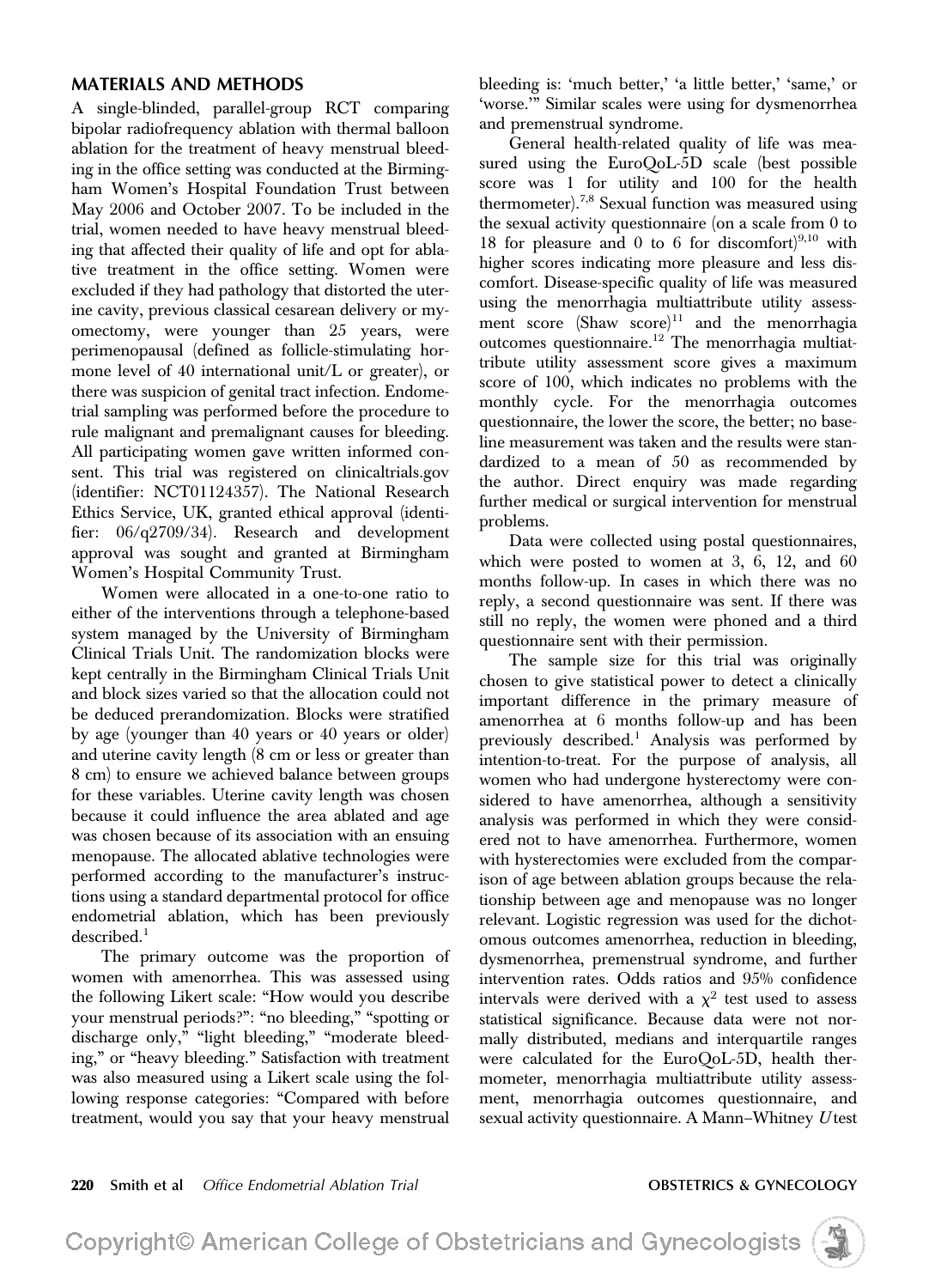## MATERIALS AND METHODS

A single-blinded, parallel-group RCT comparing bipolar radiofrequency ablation with thermal balloon ablation for the treatment of heavy menstrual bleeding in the office setting was conducted at the Birmingham Women's Hospital Foundation Trust between May 2006 and October 2007. To be included in the trial, women needed to have heavy menstrual bleeding that affected their quality of life and opt for ablative treatment in the office setting. Women were excluded if they had pathology that distorted the uterine cavity, previous classical cesarean delivery or myomectomy, were younger than 25 years, were perimenopausal (defined as follicle-stimulating hormone level of 40 international unit/L or greater), or there was suspicion of genital tract infection. Endometrial sampling was performed before the procedure to rule malignant and premalignant causes for bleeding. All participating women gave written informed consent. This trial was registered on clinicaltrials.gov (identifier: NCT01124357). The National Research Ethics Service, UK, granted ethical approval (identifier: 06/q2709/34). Research and development approval was sought and granted at Birmingham Women's Hospital Community Trust.

Women were allocated in a one-to-one ratio to either of the interventions through a telephone-based system managed by the University of Birmingham Clinical Trials Unit. The randomization blocks were kept centrally in the Birmingham Clinical Trials Unit and block sizes varied so that the allocation could not be deduced prerandomization. Blocks were stratified by age (younger than 40 years or 40 years or older) and uterine cavity length (8 cm or less or greater than 8 cm) to ensure we achieved balance between groups for these variables. Uterine cavity length was chosen because it could influence the area ablated and age was chosen because of its association with an ensuing menopause. The allocated ablative technologies were performed according to the manufacturer's instructions using a standard departmental protocol for office endometrial ablation, which has been previously described.[1]

The primary outcome was the proportion of women with amenorrhea. This was assessed using the following Likert scale: "How would you describe your menstrual periods?": "no bleeding," "spotting or discharge only," "light bleeding," "moderate bleeding," or "heavy bleeding." Satisfaction with treatment was also measured using a Likert scale using the following response categories: "Compared with before treatment, would you say that your heavy menstrual bleeding is: 'much better,' 'a little better,' 'same,' or 'worse.'" Similar scales were using for dysmenorrhea and premenstrual syndrome.

General health-related quality of life was measured using the EuroQoL-5D scale (best possible score was 1 for utility and 100 for the health thermometer).[7,8] Sexual function was measured using the sexual activity questionnaire (on a scale from 0 to 18 for pleasure and 0 to 6 for discomfort)[9,10] with higher scores indicating more pleasure and less discomfort. Disease-specific quality of life was measured using the menorrhagia multiattribute utility assessment score (Shaw score)[11] and the menorrhagia outcomes questionnaire.[12] The menorrhagia multiattribute utility assessment score gives a maximum score of 100, which indicates no problems with the monthly cycle. For the menorrhagia outcomes questionnaire, the lower the score, the better; no baseline measurement was taken and the results were standardized to a mean of 50 as recommended by the author. Direct enquiry was made regarding further medical or surgical intervention for menstrual problems.

Data were collected using postal questionnaires, which were posted to women at 3, 6, 12, and 60 months follow-up. In cases in which there was no reply, a second questionnaire was sent. If there was still no reply, the women were phoned and a third questionnaire sent with their permission.

The sample size for this trial was originally chosen to give statistical power to detect a clinically important difference in the primary measure of amenorrhea at 6 months follow-up and has been previously described.[1] Analysis was performed by intention-to-treat. For the purpose of analysis, all women who had undergone hysterectomy were considered to have amenorrhea, although a sensitivity analysis was performed in which they were considered not to have amenorrhea. Furthermore, women with hysterectomies were excluded from the comparison of age between ablation groups because the relationship between age and menopause was no longer relevant. Logistic regression was used for the dichotomous outcomes amenorrhea, reduction in bleeding, dysmenorrhea, premenstrual syndrome, and further intervention rates. Odds ratios and 95% confidence intervals were derived with a $\chi^2$ test used to assess statistical significance. Because data were not normally distributed, medians and interquartile ranges were calculated for the EuroQoL-5D, health thermometer, menorrhagia multiattribute utility assessment, menorrhagia outcomes questionnaire, and sexual activity questionnaire. A Mann–Whitney *U* test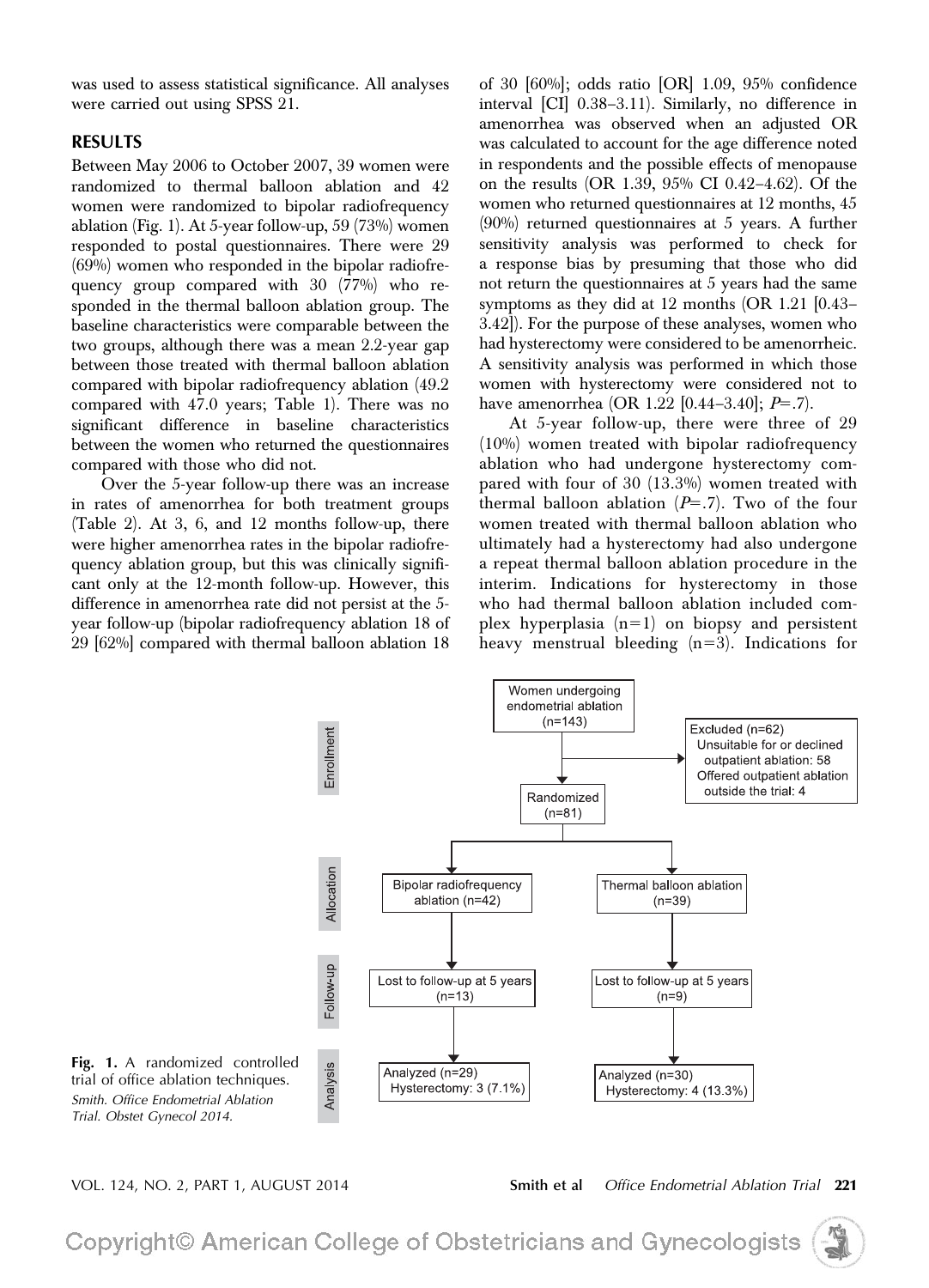was used to assess statistical significance. All analyses were carried out using SPSS 21.

## RESULTS

Between May 2006 to October 2007, 39 women were randomized to thermal balloon ablation and 42 women were randomized to bipolar radiofrequency ablation (Fig. 1). At 5-year follow-up, 59 (73%) women responded to postal questionnaires. There were 29 (69%) women who responded in the bipolar radiofrequency group compared with 30 (77%) who responded in the thermal balloon ablation group. The baseline characteristics were comparable between the two groups, although there was a mean 2.2-year gap between those treated with thermal balloon ablation compared with bipolar radiofrequency ablation (49.2 compared with 47.0 years; Table 1). There was no significant difference in baseline characteristics between the women who returned the questionnaires compared with those who did not.

Over the 5-year follow-up there was an increase in rates of amenorrhea for both treatment groups (Table 2). At 3, 6, and 12 months follow-up, there were higher amenorrhea rates in the bipolar radiofrequency ablation group, but this was clinically significant only at the 12-month follow-up. However, this difference in amenorrhea rate did not persist at the 5-year follow-up (bipolar radiofrequency ablation 18 of 29 [62%] compared with thermal balloon ablation 18 of 30 [60%]; odds ratio [OR] 1.09, 95% confidence interval [CI] 0.38–3.11). Similarly, no difference in amenorrhea was observed when an adjusted OR was calculated to account for the age difference noted in respondents and the possible effects of menopause on the results (OR 1.39, 95% CI 0.42–4.62). Of the women who returned questionnaires at 12 months, 45 (90%) returned questionnaires at 5 years. A further sensitivity analysis was performed to check for a response bias by presuming that those who did not return the questionnaires at 5 years had the same symptoms as they did at 12 months (OR 1.21 [0.43–3.42]). For the purpose of these analyses, women who had hysterectomy were considered to be amenorrheic. A sensitivity analysis was performed in which those women with hysterectomy were considered not to have amenorrhea (OR 1.22 [0.44–3.40]; $P=.7$).

At 5-year follow-up, there were three of 29 (10%) women treated with bipolar radiofrequency ablation who had undergone hysterectomy compared with four of 30 (13.3%) women treated with thermal balloon ablation ($P=.7$). Two of the four women treated with thermal balloon ablation who ultimately had a hysterectomy had also undergone a repeat thermal balloon ablation procedure in the interim. Indications for hysterectomy in those who had thermal balloon ablation included complex hyperplasia (n=1) on biopsy and persistent heavy menstrual bleeding (n=3). Indications for

Enrollment: Women undergoing endometrial ablation (n=143) → Excluded (n=62): Unsuitable for or declined outpatient ablation: 58; Offered outpatient ablation outside the trial: 4 → Randomized (n=81)

Allocation: Bipolar radiofrequency ablation (n=42) | Thermal balloon ablation (n=39)

Follow-up: Lost to follow-up at 5 years (n=13) | Lost to follow-up at 5 years (n=9)

Analysis: Analyzed (n=29) Hysterectomy: 3 (7.1%) | Analyzed (n=30) Hysterectomy: 4 (13.3%)

**Fig. 1.** A randomized controlled trial of office ablation techniques.
*Smith. Office Endometrial Ablation Trial. Obstet Gynecol 2014.*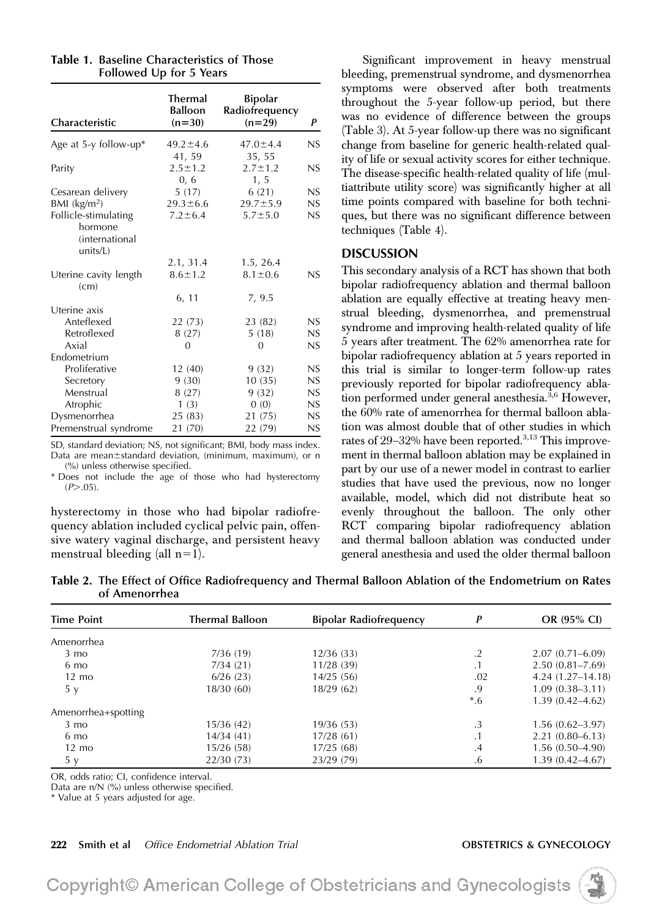**Table 1. Baseline Characteristics of Those Followed Up for 5 Years**

| Characteristic | Thermal Balloon (n=30) | Bipolar Radiofrequency (n=29) | P |
|---|---|---|---|
| Age at 5-y follow-up* | 49.2±4.6 | 47.0±4.4 | NS |
| | 41, 59 | 35, 55 | |
| Parity | 2.5±1.2 | 2.7±1.2 | NS |
| | 0, 6 | 1, 5 | |
| Cesarean delivery | 5 (17) | 6 (21) | NS |
| BMI (kg/m²) | 29.3±6.6 | 29.7±5.9 | NS |
| Follicle-stimulating hormone (international units/L) | 7.2±6.4 | 5.7±5.0 | NS |
| | 2.1, 31.4 | 1.5, 26.4 | |
| Uterine cavity length (cm) | 8.6±1.2 | 8.1±0.6 | NS |
| | 6, 11 | 7, 9.5 | |
| Uterine axis | | | |
| Anteflexed | 22 (73) | 23 (82) | NS |
| Retroflexed | 8 (27) | 5 (18) | NS |
| Axial | 0 | 0 | NS |
| Endometrium | | | |
| Proliferative | 12 (40) | 9 (32) | NS |
| Secretory | 9 (30) | 10 (35) | NS |
| Menstrual | 8 (27) | 9 (32) | NS |
| Atrophic | 1 (3) | 0 (0) | NS |
| Dysmenorrhea | 25 (83) | 21 (75) | NS |
| Premenstrual syndrome | 21 (70) | 22 (79) | NS |

SD, standard deviation; NS, not significant; BMI, body mass index.
Data are mean±standard deviation, (minimum, maximum), or n (%) unless otherwise specified.
* Does not include the age of those who had hysterectomy ($P$>.05).

hysterectomy in those who had bipolar radiofrequency ablation included cyclical pelvic pain, offensive watery vaginal discharge, and persistent heavy menstrual bleeding (all n=1).

Significant improvement in heavy menstrual bleeding, premenstrual syndrome, and dysmenorrhea symptoms were observed after both treatments throughout the 5-year follow-up period, but there was no evidence of difference between the groups (Table 3). At 5-year follow-up there was no significant change from baseline for generic health-related quality of life or sexual activity scores for either technique. The disease-specific health-related quality of life (multiattribute utility score) was significantly higher at all time points compared with baseline for both techniques, but there was no significant difference between techniques (Table 4).

## DISCUSSION

This secondary analysis of a RCT has shown that both bipolar radiofrequency ablation and thermal balloon ablation are equally effective at treating heavy menstrual bleeding, dysmenorrhea, and premenstrual syndrome and improving health-related quality of life 5 years after treatment. The 62% amenorrhea rate for bipolar radiofrequency ablation at 5 years reported in this trial is similar to longer-term follow-up rates previously reported for bipolar radiofrequency ablation performed under general anesthesia.[3,6] However, the 60% rate of amenorrhea for thermal balloon ablation was almost double that of other studies in which rates of 29–32% have been reported.[3,13] This improvement in thermal balloon ablation may be explained in part by our use of a newer model in contrast to earlier studies that have used the previous, now no longer available, model, which did not distribute heat so evenly throughout the balloon. The only other RCT comparing bipolar radiofrequency ablation and thermal balloon ablation was conducted under general anesthesia and used the older thermal balloon

**Table 2. The Effect of Office Radiofrequency and Thermal Balloon Ablation of the Endometrium on Rates of Amenorrhea**

| Time Point | Thermal Balloon | Bipolar Radiofrequency | P | OR (95% CI) |
|---|---|---|---|---|
| Amenorrhea | | | | |
| 3 mo | 7/36 (19) | 12/36 (33) | .2 | 2.07 (0.71–6.09) |
| 6 mo | 7/34 (21) | 11/28 (39) | .1 | 2.50 (0.81–7.69) |
| 12 mo | 6/26 (23) | 14/25 (56) | .02 | 4.24 (1.27–14.18) |
| 5 y | 18/30 (60) | 18/29 (62) | .9 | 1.09 (0.38–3.11) |
| | | | *.6 | 1.39 (0.42–4.62) |
| Amenorrhea+spotting | | | | |
| 3 mo | 15/36 (42) | 19/36 (53) | .3 | 1.56 (0.62–3.97) |
| 6 mo | 14/34 (41) | 17/28 (61) | .1 | 2.21 (0.80–6.13) |
| 12 mo | 15/26 (58) | 17/25 (68) | .4 | 1.56 (0.50–4.90) |
| 5 y | 22/30 (73) | 23/29 (79) | .6 | 1.39 (0.42–4.67) |

OR, odds ratio; CI, confidence interval.
Data are n/N (%) unless otherwise specified.
* Value at 5 years adjusted for age.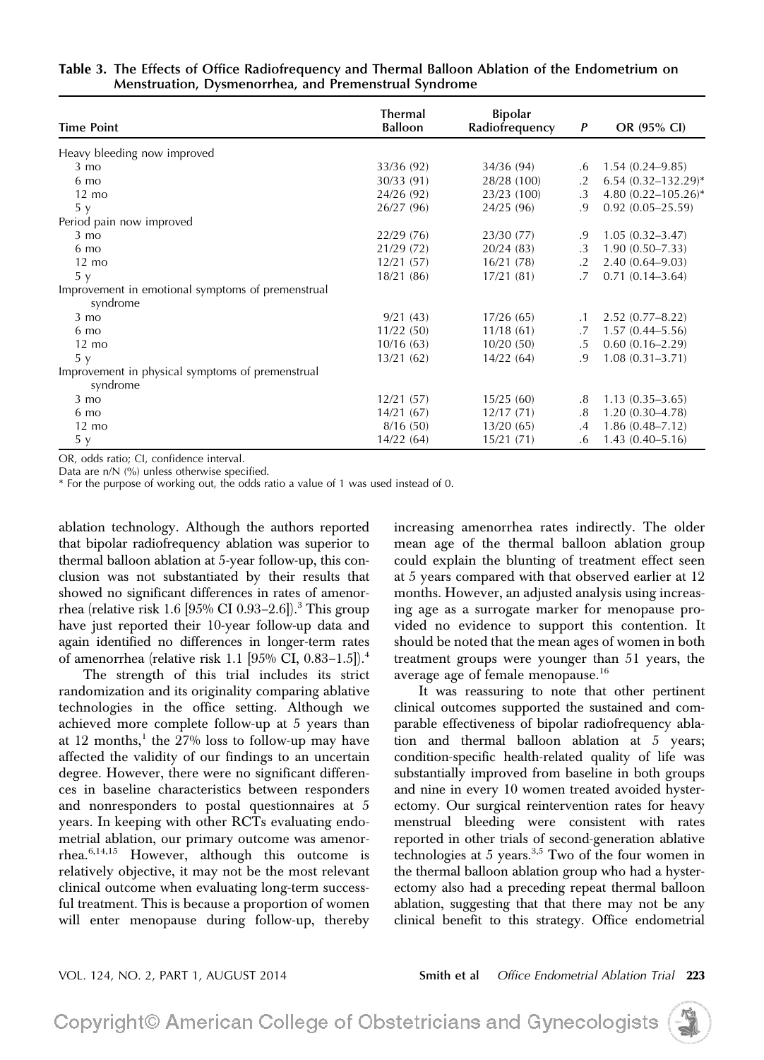**Table 3. The Effects of Office Radiofrequency and Thermal Balloon Ablation of the Endometrium on Menstruation, Dysmenorrhea, and Premenstrual Syndrome**

| Time Point | Thermal Balloon | Bipolar Radiofrequency | P | OR (95% CI) |
|---|---|---|---|---|
| Heavy bleeding now improved | | | | |
| 3 mo | 33/36 (92) | 34/36 (94) | .6 | 1.54 (0.24–9.85) |
| 6 mo | 30/33 (91) | 28/28 (100) | .2 | 6.54 (0.32–132.29)* |
| 12 mo | 24/26 (92) | 23/23 (100) | .3 | 4.80 (0.22–105.26)* |
| 5 y | 26/27 (96) | 24/25 (96) | .9 | 0.92 (0.05–25.59) |
| Period pain now improved | | | | |
| 3 mo | 22/29 (76) | 23/30 (77) | .9 | 1.05 (0.32–3.47) |
| 6 mo | 21/29 (72) | 20/24 (83) | .3 | 1.90 (0.50–7.33) |
| 12 mo | 12/21 (57) | 16/21 (78) | .2 | 2.40 (0.64–9.03) |
| 5 y | 18/21 (86) | 17/21 (81) | .7 | 0.71 (0.14–3.64) |
| Improvement in emotional symptoms of premenstrual syndrome | | | | |
| 3 mo | 9/21 (43) | 17/26 (65) | .1 | 2.52 (0.77–8.22) |
| 6 mo | 11/22 (50) | 11/18 (61) | .7 | 1.57 (0.44–5.56) |
| 12 mo | 10/16 (63) | 10/20 (50) | .5 | 0.60 (0.16–2.29) |
| 5 y | 13/21 (62) | 14/22 (64) | .9 | 1.08 (0.31–3.71) |
| Improvement in physical symptoms of premenstrual syndrome | | | | |
| 3 mo | 12/21 (57) | 15/25 (60) | .8 | 1.13 (0.35–3.65) |
| 6 mo | 14/21 (67) | 12/17 (71) | .8 | 1.20 (0.30–4.78) |
| 12 mo | 8/16 (50) | 13/20 (65) | .4 | 1.86 (0.48–7.12) |
| 5 y | 14/22 (64) | 15/21 (71) | .6 | 1.43 (0.40–5.16) |

OR, odds ratio; CI, confidence interval.
Data are n/N (%) unless otherwise specified.
* For the purpose of working out, the odds ratio a value of 1 was used instead of 0.

ablation technology. Although the authors reported that bipolar radiofrequency ablation was superior to thermal balloon ablation at 5-year follow-up, this conclusion was not substantiated by their results that showed no significant differences in rates of amenorrhea (relative risk 1.6 [95% CI 0.93–2.6]).[3] This group have just reported their 10-year follow-up data and again identified no differences in longer-term rates of amenorrhea (relative risk 1.1 [95% CI, 0.83–1.5]).[4]

The strength of this trial includes its strict randomization and its originality comparing ablative technologies in the office setting. Although we achieved more complete follow-up at 5 years than at 12 months,[1] the 27% loss to follow-up may have affected the validity of our findings to an uncertain degree. However, there were no significant differences in baseline characteristics between responders and nonresponders to postal questionnaires at 5 years. In keeping with other RCTs evaluating endometrial ablation, our primary outcome was amenorrhea.[6,14,15] However, although this outcome is relatively objective, it may not be the most relevant clinical outcome when evaluating long-term successful treatment. This is because a proportion of women will enter menopause during follow-up, thereby increasing amenorrhea rates indirectly. The older mean age of the thermal balloon ablation group could explain the blunting of treatment effect seen at 5 years compared with that observed earlier at 12 months. However, an adjusted analysis using increasing age as a surrogate marker for menopause provided no evidence to support this contention. It should be noted that the mean ages of women in both treatment groups were younger than 51 years, the average age of female menopause.[16]

It was reassuring to note that other pertinent clinical outcomes supported the sustained and comparable effectiveness of bipolar radiofrequency ablation and thermal balloon ablation at 5 years; condition-specific health-related quality of life was substantially improved from baseline in both groups and nine in every 10 women treated avoided hysterectomy. Our surgical reintervention rates for heavy menstrual bleeding were consistent with rates reported in other trials of second-generation ablative technologies at 5 years.[3,5] Two of the four women in the thermal balloon ablation group who had a hysterectomy also had a preceding repeat thermal balloon ablation, suggesting that that there may not be any clinical benefit to this strategy. Office endometrial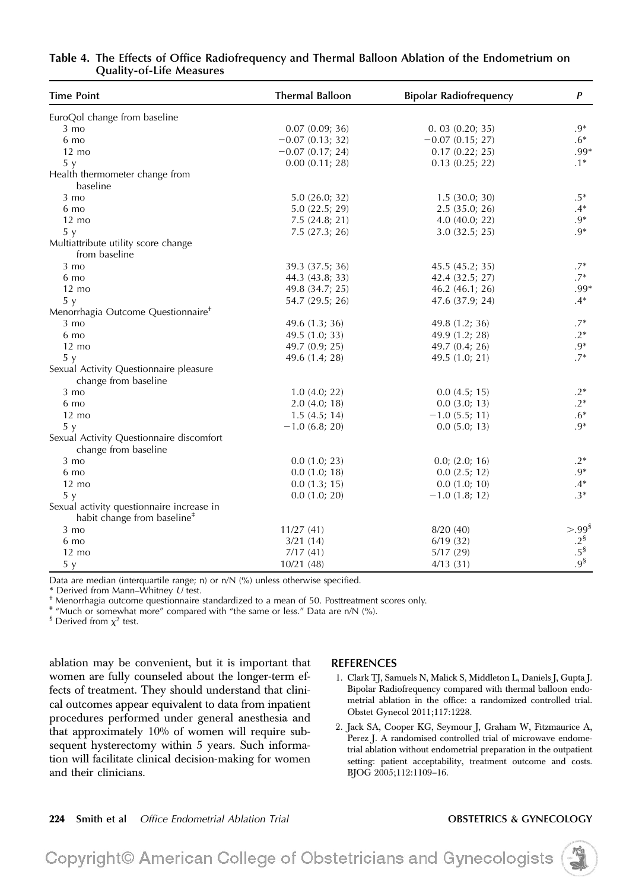**Table 4. The Effects of Office Radiofrequency and Thermal Balloon Ablation of the Endometrium on Quality-of-Life Measures**

| Time Point | Thermal Balloon | Bipolar Radiofrequency | P |
|---|---|---|---|
| EuroQol change from baseline | | | |
| 3 mo | 0.07 (0.09; 36) | 0. 03 (0.20; 35) | .9* |
| 6 mo | −0.07 (0.13; 32) | −0.07 (0.15; 27) | .6* |
| 12 mo | −0.07 (0.17; 24) | 0.17 (0.22; 25) | .99* |
| 5 y | 0.00 (0.11; 28) | 0.13 (0.25; 22) | .1* |
| Health thermometer change from baseline | | | |
| 3 mo | 5.0 (26.0; 32) | 1.5 (30.0; 30) | .5* |
| 6 mo | 5.0 (22.5; 29) | 2.5 (35.0; 26) | .4* |
| 12 mo | 7.5 (24.8; 21) | 4.0 (40.0; 22) | .9* |
| 5 y | 7.5 (27.3; 26) | 3.0 (32.5; 25) | .9* |
| Multiattribute utility score change from baseline | | | |
| 3 mo | 39.3 (37.5; 36) | 45.5 (45.2; 35) | .7* |
| 6 mo | 44.3 (43.8; 33) | 42.4 (32.5; 27) | .7* |
| 12 mo | 49.8 (34.7; 25) | 46.2 (46.1; 26) | .99* |
| 5 y | 54.7 (29.5; 26) | 47.6 (37.9; 24) | .4* |
| Menorrhagia Outcome Questionnaire† | | | |
| 3 mo | 49.6 (1.3; 36) | 49.8 (1.2; 36) | .7* |
| 6 mo | 49.5 (1.0; 33) | 49.9 (1.2; 28) | .2* |
| 12 mo | 49.7 (0.9; 25) | 49.7 (0.4; 26) | .9* |
| 5 y | 49.6 (1.4; 28) | 49.5 (1.0; 21) | .7* |
| Sexual Activity Questionnaire pleasure change from baseline | | | |
| 3 mo | 1.0 (4.0; 22) | 0.0 (4.5; 15) | .2* |
| 6 mo | 2.0 (4.0; 18) | 0.0 (3.0; 13) | .2* |
| 12 mo | 1.5 (4.5; 14) | −1.0 (5.5; 11) | .6* |
| 5 y | −1.0 (6.8; 20) | 0.0 (5.0; 13) | .9* |
| Sexual Activity Questionnaire discomfort change from baseline | | | |
| 3 mo | 0.0 (1.0; 23) | 0.0; (2.0; 16) | .2* |
| 6 mo | 0.0 (1.0; 18) | 0.0 (2.5; 12) | .9* |
| 12 mo | 0.0 (1.3; 15) | 0.0 (1.0; 10) | .4* |
| 5 y | 0.0 (1.0; 20) | −1.0 (1.8; 12) | .3* |
| Sexual activity questionnaire increase in habit change from baseline‡ | | | |
| 3 mo | 11/27 (41) | 8/20 (40) | >.99§ |
| 6 mo | 3/21 (14) | 6/19 (32) | .2§ |
| 12 mo | 7/17 (41) | 5/17 (29) | .5§ |
| 5 y | 10/21 (48) | 4/13 (31) | .9§ |

Data are median (interquartile range; n) or n/N (%) unless otherwise specified.
* Derived from Mann–Whitney *U* test.
† Menorrhagia outcome questionnaire standardized to a mean of 50. Posttreatment scores only.
‡ "Much or somewhat more" compared with "the same or less." Data are n/N (%).
§ Derived from $\chi^2$ test.

ablation may be convenient, but it is important that women are fully counseled about the longer-term effects of treatment. They should understand that clinical outcomes appear equivalent to data from inpatient procedures performed under general anesthesia and that approximately 10% of women will require subsequent hysterectomy within 5 years. Such information will facilitate clinical decision-making for women and their clinicians.

## REFERENCES

1. Clark TJ, Samuels N, Malick S, Middleton L, Daniels J, Gupta J. Bipolar Radiofrequency compared with thermal balloon endometrial ablation in the office: a randomized controlled trial. Obstet Gynecol 2011;117:1228.
2. Jack SA, Cooper KG, Seymour J, Graham W, Fitzmaurice A, Perez J. A randomised controlled trial of microwave endometrial ablation without endometrial preparation in the outpatient setting: patient acceptability, treatment outcome and costs. BJOG 2005;112:1109–16.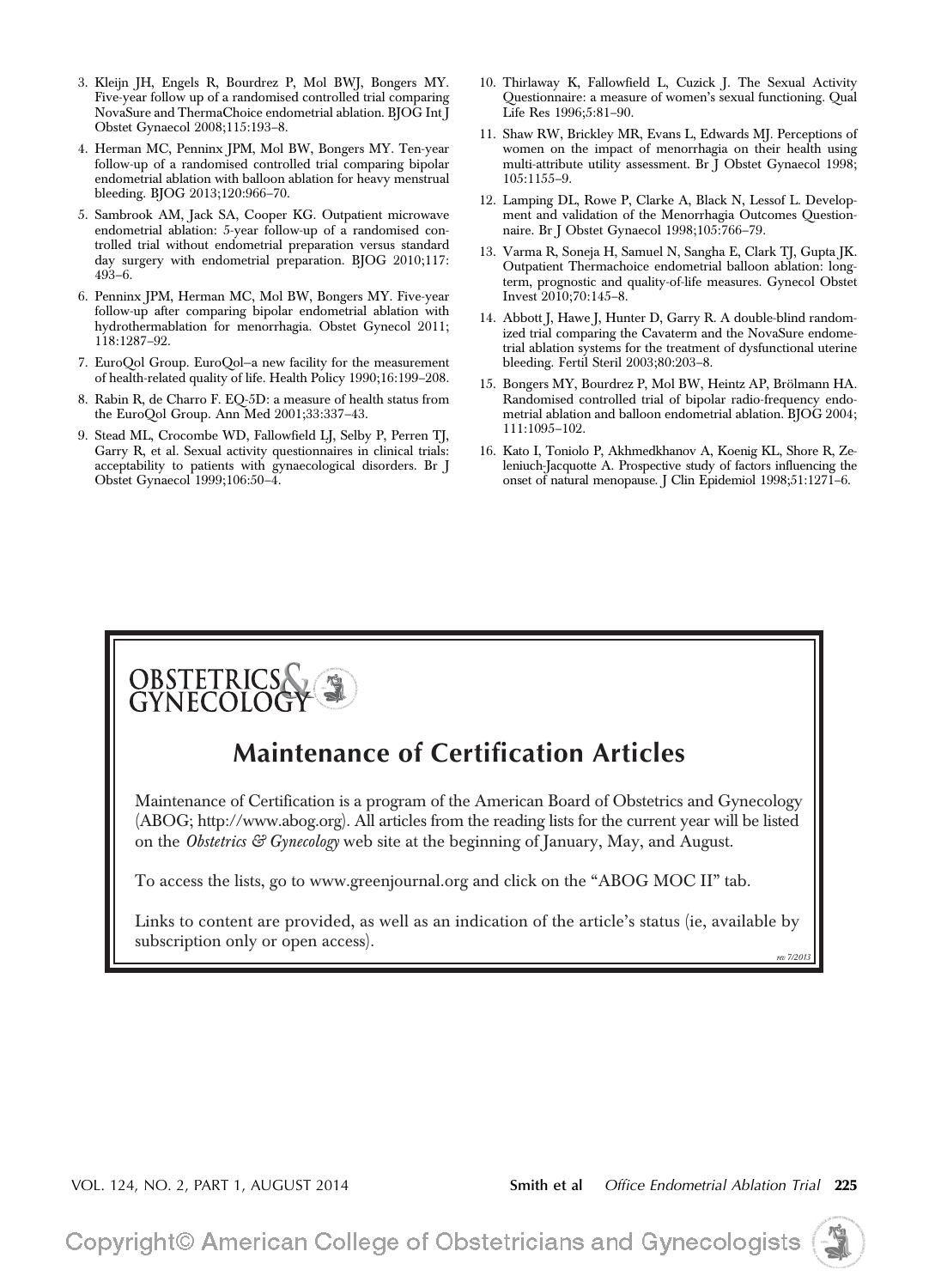3. Kleijn JH, Engels R, Bourdrez P, Mol BWJ, Bongers MY. Five-year follow up of a randomised controlled trial comparing NovaSure and ThermaChoice endometrial ablation. BJOG Int J Obstet Gynaecol 2008;115:193–8.
4. Herman MC, Penninx JPM, Mol BW, Bongers MY. Ten-year follow-up of a randomised controlled trial comparing bipolar endometrial ablation with balloon ablation for heavy menstrual bleeding. BJOG 2013;120:966–70.
5. Sambrook AM, Jack SA, Cooper KG. Outpatient microwave endometrial ablation: 5-year follow-up of a randomised controlled trial without endometrial preparation versus standard day surgery with endometrial preparation. BJOG 2010;117: 493–6.
6. Penninx JPM, Herman MC, Mol BW, Bongers MY. Five-year follow-up after comparing bipolar endometrial ablation with hydrothermablation for menorrhagia. Obstet Gynecol 2011; 118:1287–92.
7. EuroQol Group. EuroQol–a new facility for the measurement of health-related quality of life. Health Policy 1990;16:199–208.
8. Rabin R, de Charro F. EQ-5D: a measure of health status from the EuroQol Group. Ann Med 2001;33:337–43.
9. Stead ML, Crocombe WD, Fallowfield LJ, Selby P, Perren TJ, Garry R, et al. Sexual activity questionnaires in clinical trials: acceptability to patients with gynaecological disorders. Br J Obstet Gynaecol 1999;106:50–4.
10. Thirlaway K, Fallowfield L, Cuzick J. The Sexual Activity Questionnaire: a measure of women's sexual functioning. Qual Life Res 1996;5:81–90.
11. Shaw RW, Brickley MR, Evans L, Edwards MJ. Perceptions of women on the impact of menorrhagia on their health using multi-attribute utility assessment. Br J Obstet Gynaecol 1998; 105:1155–9.
12. Lamping DL, Rowe P, Clarke A, Black N, Lessof L. Development and validation of the Menorrhagia Outcomes Questionnaire. Br J Obstet Gynaecol 1998;105:766–79.
13. Varma R, Soneja H, Samuel N, Sangha E, Clark TJ, Gupta JK. Outpatient Thermachoice endometrial balloon ablation: long-term, prognostic and quality-of-life measures. Gynecol Obstet Invest 2010;70:145–8.
14. Abbott J, Hawe J, Hunter D, Garry R. A double-blind randomized trial comparing the Cavaterm and the NovaSure endometrial ablation systems for the treatment of dysfunctional uterine bleeding. Fertil Steril 2003;80:203–8.
15. Bongers MY, Bourdrez P, Mol BW, Heintz AP, Brölmann HA. Randomised controlled trial of bipolar radio-frequency endometrial ablation and balloon endometrial ablation. BJOG 2004; 111:1095–102.
16. Kato I, Toniolo P, Akhmedkhanov A, Koenig KL, Shore R, Zeleniuch-Jacquotte A. Prospective study of factors influencing the onset of natural menopause. J Clin Epidemiol 1998;51:1271–6.

OBSTETRICS & GYNECOLOGY

## Maintenance of Certification Articles

Maintenance of Certification is a program of the American Board of Obstetrics and Gynecology (ABOG; http://www.abog.org). All articles from the reading lists for the current year will be listed on the *Obstetrics & Gynecology* web site at the beginning of January, May, and August.

To access the lists, go to www.greenjournal.org and click on the "ABOG MOC II" tab.

Links to content are provided, as well as an indication of the article's status (ie, available by subscription only or open access).

*rev 7/2013*